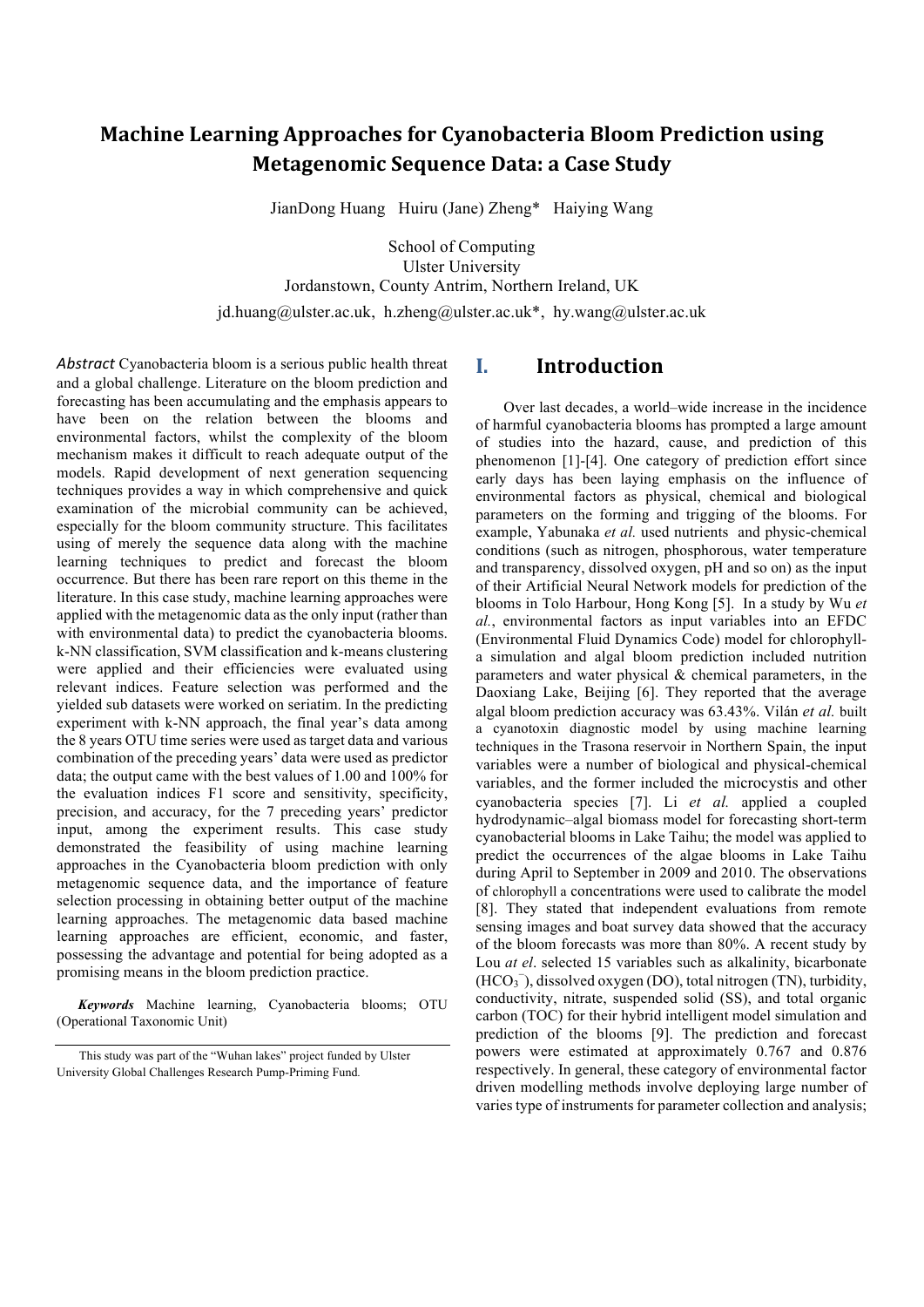# Machine Learning Approaches for Cyanobacteria Bloom Prediction using Metagenomic Sequence Data: a Case Study

JianDong Huang   Huiru (Jane) Zheng*   Haiying Wang

School of Computing
Ulster University
Jordanstown, County Antrim, Northern Ireland, UK

jd.huang@ulster.ac.uk,  h.zheng@ulster.ac.uk*,  hy.wang@ulster.ac.uk

*Abstract* Cyanobacteria bloom is a serious public health threat and a global challenge. Literature on the bloom prediction and forecasting has been accumulating and the emphasis appears to have been on the relation between the blooms and environmental factors, whilst the complexity of the bloom mechanism makes it difficult to reach adequate output of the models. Rapid development of next generation sequencing techniques provides a way in which comprehensive and quick examination of the microbial community can be achieved, especially for the bloom community structure. This facilitates using of merely the sequence data along with the machine learning techniques to predict and forecast the bloom occurrence. But there has been rare report on this theme in the literature. In this case study, machine learning approaches were applied with the metagenomic data as the only input (rather than with environmental data) to predict the cyanobacteria blooms. k-NN classification, SVM classification and k-means clustering were applied and their efficiencies were evaluated using relevant indices. Feature selection was performed and the yielded sub datasets were worked on seriatim. In the predicting experiment with k-NN approach, the final year's data among the 8 years OTU time series were used as target data and various combination of the preceding years' data were used as predictor data; the output came with the best values of 1.00 and 100% for the evaluation indices F1 score and sensitivity, specificity, precision, and accuracy, for the 7 preceding years' predictor input, among the experiment results. This case study demonstrated the feasibility of using machine learning approaches in the Cyanobacteria bloom prediction with only metagenomic sequence data, and the importance of feature selection processing in obtaining better output of the machine learning approaches. The metagenomic data based machine learning approaches are efficient, economic, and faster, possessing the advantage and potential for being adopted as a promising means in the bloom prediction practice.

***Keywords*** Machine learning, Cyanobacteria blooms; OTU (Operational Taxonomic Unit)

This study was part of the "Wuhan lakes" project funded by Ulster University Global Challenges Research Pump-Priming Fund.

## I. Introduction

Over last decades, a world–wide increase in the incidence of harmful cyanobacteria blooms has prompted a large amount of studies into the hazard, cause, and prediction of this phenomenon [1]-[4]. One category of prediction effort since early days has been laying emphasis on the influence of environmental factors as physical, chemical and biological parameters on the forming and trigging of the blooms. For example, Yabunaka *et al.* used nutrients and physic-chemical conditions (such as nitrogen, phosphorous, water temperature and transparency, dissolved oxygen, pH and so on) as the input of their Artificial Neural Network models for prediction of the blooms in Tolo Harbour, Hong Kong [5]. In a study by Wu *et al.*, environmental factors as input variables into an EFDC (Environmental Fluid Dynamics Code) model for chlorophyll-a simulation and algal bloom prediction included nutrition parameters and water physical & chemical parameters, in the Daoxiang Lake, Beijing [6]. They reported that the average algal bloom prediction accuracy was 63.43%. Vilán *et al.* built a cyanotoxin diagnostic model by using machine learning techniques in the Trasona reservoir in Northern Spain, the input variables were a number of biological and physical-chemical variables, and the former included the microcystis and other cyanobacteria species [7]. Li *et al.* applied a coupled hydrodynamic–algal biomass model for forecasting short-term cyanobacterial blooms in Lake Taihu; the model was applied to predict the occurrences of the algae blooms in Lake Taihu during April to September in 2009 and 2010. The observations of chlorophyll a concentrations were used to calibrate the model [8]. They stated that independent evaluations from remote sensing images and boat survey data showed that the accuracy of the bloom forecasts was more than 80%. A recent study by Lou *at el*. selected 15 variables such as alkalinity, bicarbonate ($HCO_3^-$), dissolved oxygen (DO), total nitrogen (TN), turbidity, conductivity, nitrate, suspended solid (SS), and total organic carbon (TOC) for their hybrid intelligent model simulation and prediction of the blooms [9]. The prediction and forecast powers were estimated at approximately 0.767 and 0.876 respectively. In general, these category of environmental factor driven modelling methods involve deploying large number of varies type of instruments for parameter collection and analysis;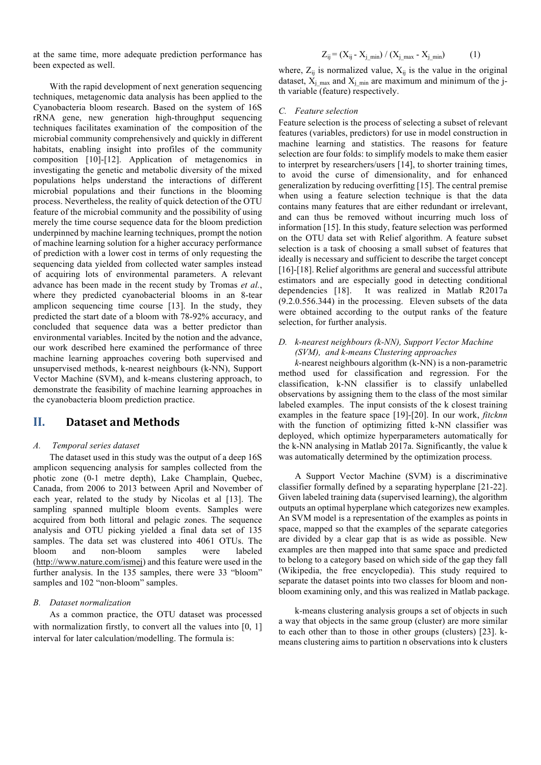at the same time, more adequate prediction performance has been expected as well.

With the rapid development of next generation sequencing techniques, metagenomic data analysis has been applied to the Cyanobacteria bloom research. Based on the system of 16S rRNA gene, new generation high-throughput sequencing techniques facilitates examination of the composition of the microbial community comprehensively and quickly in different habitats, enabling insight into profiles of the community composition [10]-[12]. Application of metagenomics in investigating the genetic and metabolic diversity of the mixed populations helps understand the interactions of different microbial populations and their functions in the blooming process. Nevertheless, the reality of quick detection of the OTU feature of the microbial community and the possibility of using merely the time course sequence data for the bloom prediction underpinned by machine learning techniques, prompt the notion of machine learning solution for a higher accuracy performance of prediction with a lower cost in terms of only requesting the sequencing data yielded from collected water samples instead of acquiring lots of environmental parameters. A relevant advance has been made in the recent study by Tromas *et al.*, where they predicted cyanobacterial blooms in an 8-tear amplicon sequencing time course [13]. In the study, they predicted the start date of a bloom with 78-92% accuracy, and concluded that sequence data was a better predictor than environmental variables. Incited by the notion and the advance, our work described here examined the performance of three machine learning approaches covering both supervised and unsupervised methods, k-nearest neighbours (k-NN), Support Vector Machine (SVM), and k-means clustering approach, to demonstrate the feasibility of machine learning approaches in the cyanobacteria bloom prediction practice.

## II. Dataset and Methods

### A. Temporal series dataset

The dataset used in this study was the output of a deep 16S amplicon sequencing analysis for samples collected from the photic zone (0-1 metre depth), Lake Champlain, Quebec, Canada, from 2006 to 2013 between April and November of each year, related to the study by Nicolas et al [13]. The sampling spanned multiple bloom events. Samples were acquired from both littoral and pelagic zones. The sequence analysis and OTU picking yielded a final data set of 135 samples. The data set was clustered into 4061 OTUs. The bloom and non-bloom samples were labeled (http://www.nature.com/ismej) and this feature were used in the further analysis. In the 135 samples, there were 33 "bloom" samples and 102 "non-bloom" samples.

### B. Dataset normalization

As a common practice, the OTU dataset was processed with normalization firstly, to convert all the values into [0, 1] interval for later calculation/modelling. The formula is:

$$Z_{ij} = (X_{ij} - X_{j\_min}) / (X_{j\_max} - X_{j\_min}) \qquad (1)$$

where, $Z_{ij}$ is normalized value, $X_{ij}$ is the value in the original dataset, $X_{j\_max}$ and $X_{j\_min}$ are maximum and minimum of the j-th variable (feature) respectively.

### C. Feature selection

Feature selection is the process of selecting a subset of relevant features (variables, predictors) for use in model construction in machine learning and statistics. The reasons for feature selection are four folds: to simplify models to make them easier to interpret by researchers/users [14], to shorter training times, to avoid the curse of dimensionality, and for enhanced generalization by reducing overfitting [15]. The central premise when using a feature selection technique is that the data contains many features that are either redundant or irrelevant, and can thus be removed without incurring much loss of information [15]. In this study, feature selection was performed on the OTU data set with Relief algorithm. A feature subset selection is a task of choosing a small subset of features that ideally is necessary and sufficient to describe the target concept [16]-[18]. Relief algorithms are general and successful attribute estimators and are especially good in detecting conditional dependencies [18]. It was realized in Matlab R2017a (9.2.0.556.344) in the processing. Eleven subsets of the data were obtained according to the output ranks of the feature selection, for further analysis.

### D. k-nearest neighbours (k-NN), Support Vector Machine (SVM), and k-means Clustering approaches

*k*-nearest neighbours algorithm (k-NN) is a non-parametric method used for classification and regression. For the classification, k-NN classifier is to classify unlabelled observations by assigning them to the class of the most similar labeled examples. The input consists of the k closest training examples in the feature space [19]-[20]. In our work, *fitcknn* with the function of optimizing fitted k-NN classifier was deployed, which optimize hyperparameters automatically for the k-NN analysing in Matlab 2017a. Significantly, the value k was automatically determined by the optimization process.

A Support Vector Machine (SVM) is a discriminative classifier formally defined by a separating hyperplane [21-22]. Given labeled training data (supervised learning), the algorithm outputs an optimal hyperplane which categorizes new examples. An SVM model is a representation of the examples as points in space, mapped so that the examples of the separate categories are divided by a clear gap that is as wide as possible. New examples are then mapped into that same space and predicted to belong to a category based on which side of the gap they fall (Wikipedia, the free encyclopedia). This study required to separate the dataset points into two classes for bloom and non-bloom examining only, and this was realized in Matlab package.

k-means clustering analysis groups a set of objects in such a way that objects in the same group (cluster) are more similar to each other than to those in other groups (clusters) [23]. k-means clustering aims to partition n observations into k clusters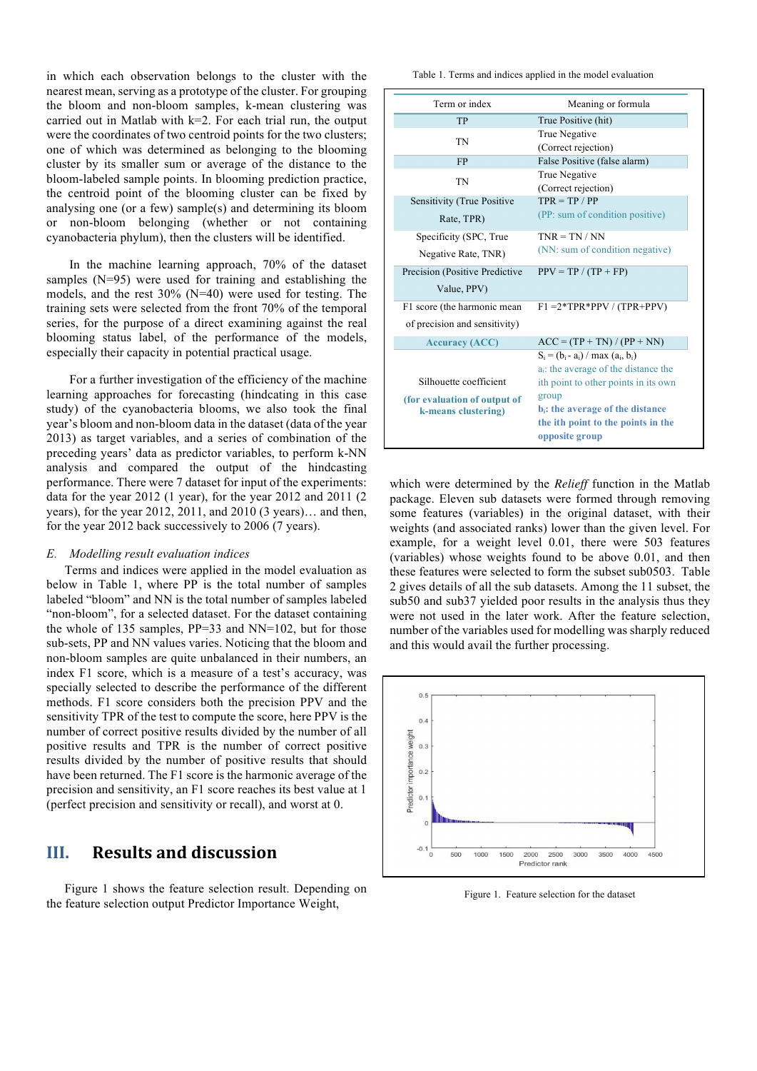in which each observation belongs to the cluster with the nearest mean, serving as a prototype of the cluster. For grouping the bloom and non-bloom samples, k-mean clustering was carried out in Matlab with k=2. For each trial run, the output were the coordinates of two centroid points for the two clusters; one of which was determined as belonging to the blooming cluster by its smaller sum or average of the distance to the bloom-labeled sample points. In blooming prediction practice, the centroid point of the blooming cluster can be fixed by analysing one (or a few) sample(s) and determining its bloom or non-bloom belonging (whether or not containing cyanobacteria phylum), then the clusters will be identified.

In the machine learning approach, 70% of the dataset samples (N=95) were used for training and establishing the models, and the rest 30% (N=40) were used for testing. The training sets were selected from the front 70% of the temporal series, for the purpose of a direct examining against the real blooming status label, of the performance of the models, especially their capacity in potential practical usage.

For a further investigation of the efficiency of the machine learning approaches for forecasting (hindcating in this case study) of the cyanobacteria blooms, we also took the final year's bloom and non-bloom data in the dataset (data of the year 2013) as target variables, and a series of combination of the preceding years' data as predictor variables, to perform k-NN analysis and compared the output of the hindcasting performance. There were 7 dataset for input of the experiments: data for the year 2012 (1 year), for the year 2012 and 2011 (2 years), for the year 2012, 2011, and 2010 (3 years)… and then, for the year 2012 back successively to 2006 (7 years).

### E. *Modelling result evaluation indices*

Terms and indices were applied in the model evaluation as below in Table 1, where PP is the total number of samples labeled "bloom" and NN is the total number of samples labeled "non-bloom", for a selected dataset. For the dataset containing the whole of 135 samples, PP=33 and NN=102, but for those sub-sets, PP and NN values varies. Noticing that the bloom and non-bloom samples are quite unbalanced in their numbers, an index F1 score, which is a measure of a test's accuracy, was specially selected to describe the performance of the different methods. F1 score considers both the precision PPV and the sensitivity TPR of the test to compute the score, here PPV is the number of correct positive results divided by the number of all positive results and TPR is the number of correct positive results divided by the number of positive results that should have been returned. The F1 score is the harmonic average of the precision and sensitivity, an F1 score reaches its best value at 1 (perfect precision and sensitivity or recall), and worst at 0.

Table 1. Terms and indices applied in the model evaluation

| Term or index | Meaning or formula |
|---|---|
| TP | True Positive (hit) |
| TN | True Negative (Correct rejection) |
| FP | False Positive (false alarm) |
| TN | True Negative (Correct rejection) |
| Sensitivity (True Positive Rate, TPR) | TPR = TP / PP (PP: sum of condition positive) |
| Specificity (SPC, True Negative Rate, TNR) | TNR = TN / NN (NN: sum of condition negative) |
| Precision (Positive Predictive Value, PPV) | PPV = TP / (TP + FP) |
| F1 score (the harmonic mean of precision and sensitivity) | F1 =2\*TPR\*PPV / (TPR+PPV) |
| **Accuracy (ACC)** | ACC = (TP + TN) / (PP + NN) |
| Silhouette coefficient **(for evaluation of output of k-means clustering)** | $S_i = (b_i - a_i) / \max(a_i, b_i)$ $a_i$: the average of the distance the ith point to other points in its own group **$b_i$: the average of the distance the ith point to the points in the opposite group** |

## III. Results and discussion

Figure 1 shows the feature selection result. Depending on the feature selection output Predictor Importance Weight, which were determined by the *Relieff* function in the Matlab package. Eleven sub datasets were formed through removing some features (variables) in the original dataset, with their weights (and associated ranks) lower than the given level. For example, for a weight level 0.01, there were 503 features (variables) whose weights found to be above 0.01, and then these features were selected to form the subset sub0503. Table 2 gives details of all the sub datasets. Among the 11 subset, the sub50 and sub37 yielded poor results in the analysis thus they were not used in the later work. After the feature selection, number of the variables used for modelling was sharply reduced and this would avail the further processing.

Figure 1. Feature selection for the dataset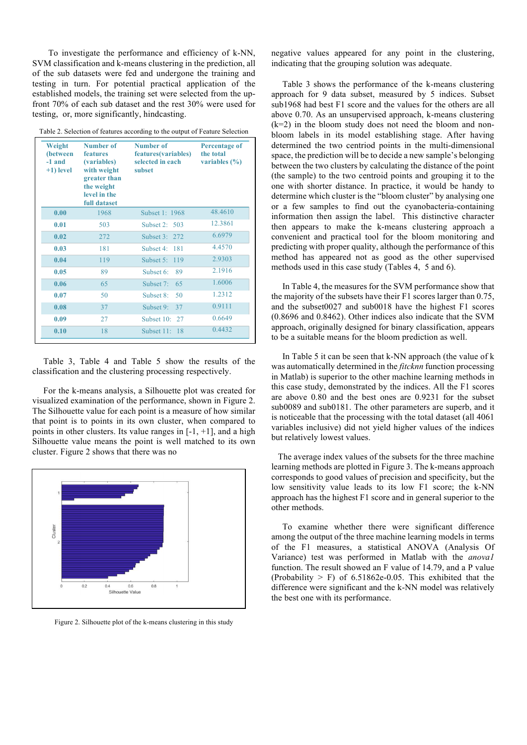To investigate the performance and efficiency of k-NN, SVM classification and k-means clustering in the prediction, all of the sub datasets were fed and undergone the training and testing in turn. For potential practical application of the established models, the training set were selected from the up-front 70% of each sub dataset and the rest 30% were used for testing, or, more significantly, hindcasting.

Table 2. Selection of features according to the output of Feature Selection

| Weight (between -1 and +1) level | Number of features (variables) with weight greater than the weight level in the full dataset | Number of features(variables) selected in each subset | Percentage of the total variables (%) |
|---|---|---|---|
| 0.00 | 1968 | Subset 1: 1968 | 48.4610 |
| 0.01 | 503 | Subset 2: 503 | 12.3861 |
| 0.02 | 272 | Subset 3: 272 | 6.6979 |
| 0.03 | 181 | Subset 4: 181 | 4.4570 |
| 0.04 | 119 | Subset 5: 119 | 2.9303 |
| 0.05 | 89 | Subset 6: 89 | 2.1916 |
| 0.06 | 65 | Subset 7: 65 | 1.6006 |
| 0.07 | 50 | Subset 8: 50 | 1.2312 |
| 0.08 | 37 | Subset 9: 37 | 0.9111 |
| 0.09 | 27 | Subset 10: 27 | 0.6649 |
| 0.10 | 18 | Subset 11: 18 | 0.4432 |

Table 3, Table 4 and Table 5 show the results of the classification and the clustering processing respectively.

For the k-means analysis, a Silhouette plot was created for visualized examination of the performance, shown in Figure 2. The Silhouette value for each point is a measure of how similar that point is to points in its own cluster, when compared to points in other clusters. Its value ranges in [-1, +1], and a high Silhouette value means the point is well matched to its own cluster. Figure 2 shows that there was no

Figure 2. Silhouette plot of the k-means clustering in this study

negative values appeared for any point in the clustering, indicating that the grouping solution was adequate.

Table 3 shows the performance of the k-means clustering approach for 9 data subset, measured by 5 indices. Subset sub1968 had best F1 score and the values for the others are all above 0.70. As an unsupervised approach, k-means clustering (k=2) in the bloom study does not need the bloom and non-bloom labels in its model establishing stage. After having determined the two centriod points in the multi-dimensional space, the prediction will be to decide a new sample's belonging between the two clusters by calculating the distance of the point (the sample) to the two centroid points and grouping it to the one with shorter distance. In practice, it would be handy to determine which cluster is the "bloom cluster" by analysing one or a few samples to find out the cyanobacteria-containing information then assign the label. This distinctive character then appears to make the k-means clustering approach a convenient and practical tool for the bloom monitoring and predicting with proper quality, although the performance of this method has appeared not as good as the other supervised methods used in this case study (Tables 4, 5 and 6).

In Table 4, the measures for the SVM performance show that the majority of the subsets have their F1 scores larger than 0.75, and the subset0027 and sub0018 have the highest F1 scores (0.8696 and 0.8462). Other indices also indicate that the SVM approach, originally designed for binary classification, appears to be a suitable means for the bloom prediction as well.

In Table 5 it can be seen that k-NN approach (the value of k was automatically determined in the *fitcknn* function processing in Matlab) is superior to the other machine learning methods in this case study, demonstrated by the indices. All the F1 scores are above 0.80 and the best ones are 0.9231 for the subset sub0089 and sub0181. The other parameters are superb, and it is noticeable that the processing with the total dataset (all 4061 variables inclusive) did not yield higher values of the indices but relatively lowest values.

The average index values of the subsets for the three machine learning methods are plotted in Figure 3. The k-means approach corresponds to good values of precision and specificity, but the low sensitivity value leads to its low F1 score; the k-NN approach has the highest F1 score and in general superior to the other methods.

To examine whether there were significant difference among the output of the three machine learning models in terms of the F1 measures, a statistical ANOVA (Analysis Of Variance) test was performed in Matlab with the *anova1* function. The result showed an F value of 14.79, and a P value (Probability > F) of 6.51862e-0.05. This exhibited that the difference were significant and the k-NN model was relatively the best one with its performance.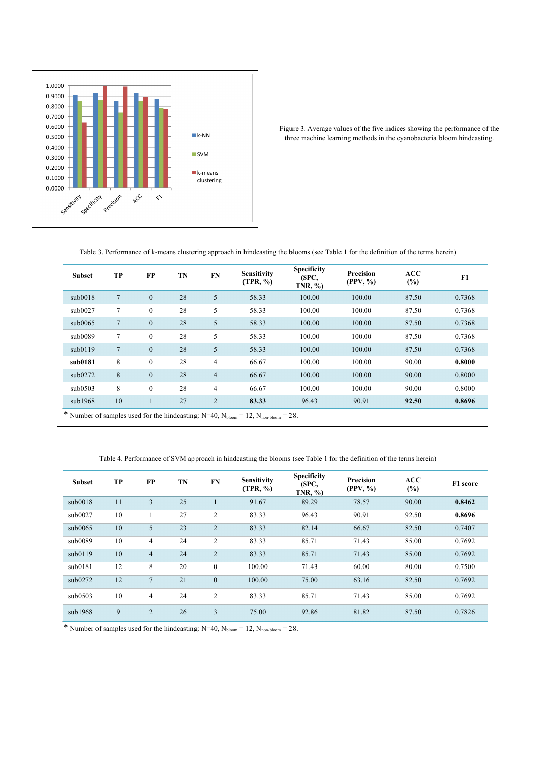Figure 3. Average values of the five indices showing the performance of the three machine learning methods in the cyanobacteria bloom hindcasting.

Table 3. Performance of k-means clustering approach in hindcasting the blooms (see Table 1 for the definition of the terms herein)

| Subset | TP | FP | TN | FN | Sensitivity (TPR, %) | Specificity (SPC, TNR, %) | Precision (PPV, %) | ACC (%) | F1 |
|---|---|---|---|---|---|---|---|---|---|
| sub0018 | 7 | 0 | 28 | 5 | 58.33 | 100.00 | 100.00 | 87.50 | 0.7368 |
| sub0027 | 7 | 0 | 28 | 5 | 58.33 | 100.00 | 100.00 | 87.50 | 0.7368 |
| sub0065 | 7 | 0 | 28 | 5 | 58.33 | 100.00 | 100.00 | 87.50 | 0.7368 |
| sub0089 | 7 | 0 | 28 | 5 | 58.33 | 100.00 | 100.00 | 87.50 | 0.7368 |
| sub0119 | 7 | 0 | 28 | 5 | 58.33 | 100.00 | 100.00 | 87.50 | 0.7368 |
| **sub0181** | 8 | 0 | 28 | 4 | 66.67 | 100.00 | 100.00 | 90.00 | **0.8000** |
| sub0272 | 8 | 0 | 28 | 4 | 66.67 | 100.00 | 100.00 | 90.00 | 0.8000 |
| sub0503 | 8 | 0 | 28 | 4 | 66.67 | 100.00 | 100.00 | 90.00 | 0.8000 |
| sub1968 | 10 | 1 | 27 | 2 | **83.33** | 96.43 | 90.91 | **92.50** | **0.8696** |

* Number of samples used for the hindcasting: N=40, $N_{bloom}$ = 12, $N_{non\text{-}bloom}$ = 28.

Table 4. Performance of SVM approach in hindcasting the blooms (see Table 1 for the definition of the terms herein)

| Subset | TP | FP | TN | FN | Sensitivity (TPR, %) | Specificity (SPC, TNR, %) | Precision (PPV, %) | ACC (%) | F1 score |
|---|---|---|---|---|---|---|---|---|---|
| sub0018 | 11 | 3 | 25 | 1 | 91.67 | 89.29 | 78.57 | 90.00 | **0.8462** |
| sub0027 | 10 | 1 | 27 | 2 | 83.33 | 96.43 | 90.91 | 92.50 | **0.8696** |
| sub0065 | 10 | 5 | 23 | 2 | 83.33 | 82.14 | 66.67 | 82.50 | 0.7407 |
| sub0089 | 10 | 4 | 24 | 2 | 83.33 | 85.71 | 71.43 | 85.00 | 0.7692 |
| sub0119 | 10 | 4 | 24 | 2 | 83.33 | 85.71 | 71.43 | 85.00 | 0.7692 |
| sub0181 | 12 | 8 | 20 | 0 | 100.00 | 71.43 | 60.00 | 80.00 | 0.7500 |
| sub0272 | 12 | 7 | 21 | 0 | 100.00 | 75.00 | 63.16 | 82.50 | 0.7692 |
| sub0503 | 10 | 4 | 24 | 2 | 83.33 | 85.71 | 71.43 | 85.00 | 0.7692 |
| sub1968 | 9 | 2 | 26 | 3 | 75.00 | 92.86 | 81.82 | 87.50 | 0.7826 |

* Number of samples used for the hindcasting: N=40, $N_{bloom}$ = 12, $N_{non\text{-}bloom}$ = 28.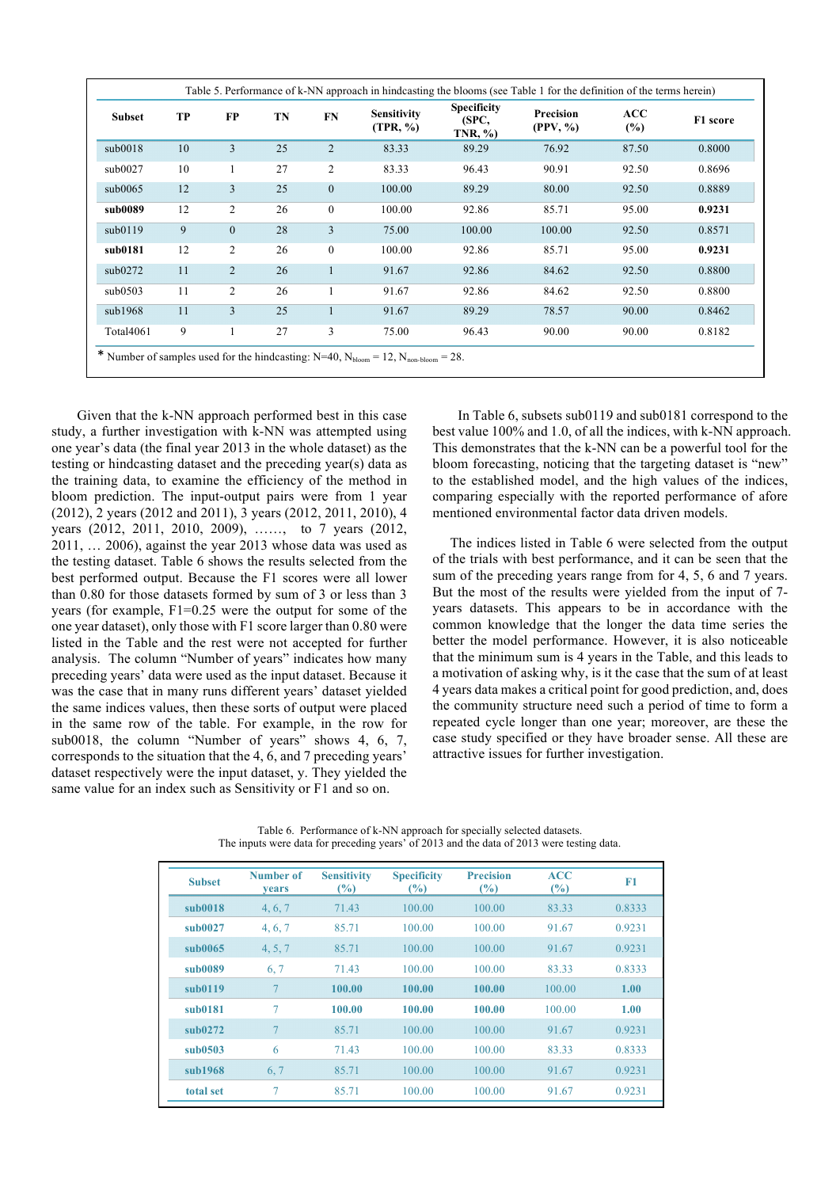Table 5. Performance of k-NN approach in hindcasting the blooms (see Table 1 for the definition of the terms herein)

| Subset | TP | FP | TN | FN | Sensitivity (TPR, %) | Specificity (SPC, TNR, %) | Precision (PPV, %) | ACC (%) | F1 score |
|---|---|---|---|---|---|---|---|---|---|
| sub0018 | 10 | 3 | 25 | 2 | 83.33 | 89.29 | 76.92 | 87.50 | 0.8000 |
| sub0027 | 10 | 1 | 27 | 2 | 83.33 | 96.43 | 90.91 | 92.50 | 0.8696 |
| sub0065 | 12 | 3 | 25 | 0 | 100.00 | 89.29 | 80.00 | 92.50 | 0.8889 |
| **sub0089** | 12 | 2 | 26 | 0 | 100.00 | 92.86 | 85.71 | 95.00 | **0.9231** |
| sub0119 | 9 | 0 | 28 | 3 | 75.00 | 100.00 | 100.00 | 92.50 | 0.8571 |
| **sub0181** | 12 | 2 | 26 | 0 | 100.00 | 92.86 | 85.71 | 95.00 | **0.9231** |
| sub0272 | 11 | 2 | 26 | 1 | 91.67 | 92.86 | 84.62 | 92.50 | 0.8800 |
| sub0503 | 11 | 2 | 26 | 1 | 91.67 | 92.86 | 84.62 | 92.50 | 0.8800 |
| sub1968 | 11 | 3 | 25 | 1 | 91.67 | 89.29 | 78.57 | 90.00 | 0.8462 |
| Total4061 | 9 | 1 | 27 | 3 | 75.00 | 96.43 | 90.00 | 90.00 | 0.8182 |

\* Number of samples used for the hindcasting: N=40, $N_{bloom}$ = 12, $N_{non\text{-}bloom}$ = 28.

Given that the k-NN approach performed best in this case study, a further investigation with k-NN was attempted using one year's data (the final year 2013 in the whole dataset) as the testing or hindcasting dataset and the preceding year(s) data as the training data, to examine the efficiency of the method in bloom prediction. The input-output pairs were from 1 year (2012), 2 years (2012 and 2011), 3 years (2012, 2011, 2010), 4 years (2012, 2011, 2010, 2009), ……, to 7 years (2012, 2011, … 2006), against the year 2013 whose data was used as the testing dataset. Table 6 shows the results selected from the best performed output. Because the F1 scores were all lower than 0.80 for those datasets formed by sum of 3 or less than 3 years (for example, F1=0.25 were the output for some of the one year dataset), only those with F1 score larger than 0.80 were listed in the Table and the rest were not accepted for further analysis. The column "Number of years" indicates how many preceding years' data were used as the input dataset. Because it was the case that in many runs different years' dataset yielded the same indices values, then these sorts of output were placed in the same row of the table. For example, in the row for sub0018, the column "Number of years" shows 4, 6, 7, corresponds to the situation that the 4, 6, and 7 preceding years' dataset respectively were the input dataset, y. They yielded the same value for an index such as Sensitivity or F1 and so on.

In Table 6, subsets sub0119 and sub0181 correspond to the best value 100% and 1.0, of all the indices, with k-NN approach. This demonstrates that the k-NN can be a powerful tool for the bloom forecasting, noticing that the targeting dataset is "new" to the established model, and the high values of the indices, comparing especially with the reported performance of afore mentioned environmental factor data driven models.

The indices listed in Table 6 were selected from the output of the trials with best performance, and it can be seen that the sum of the preceding years range from for 4, 5, 6 and 7 years. But the most of the results were yielded from the input of 7-years datasets. This appears to be in accordance with the common knowledge that the longer the data time series the better the model performance. However, it is also noticeable that the minimum sum is 4 years in the Table, and this leads to a motivation of asking why, is it the case that the sum of at least 4 years data makes a critical point for good prediction, and, does the community structure need such a period of time to form a repeated cycle longer than one year; moreover, are these the case study specified or they have broader sense. All these are attractive issues for further investigation.

Table 6. Performance of k-NN approach for specially selected datasets.
The inputs were data for preceding years' of 2013 and the data of 2013 were testing data.

| Subset | Number of years | Sensitivity (%) | Specificity (%) | Precision (%) | ACC (%) | F1 |
|---|---|---|---|---|---|---|
| **sub0018** | 4, 6, 7 | 71.43 | 100.00 | 100.00 | 83.33 | 0.8333 |
| **sub0027** | 4, 6, 7 | 85.71 | 100.00 | 100.00 | 91.67 | 0.9231 |
| **sub0065** | 4, 5, 7 | 85.71 | 100.00 | 100.00 | 91.67 | 0.9231 |
| **sub0089** | 6, 7 | 71.43 | 100.00 | 100.00 | 83.33 | 0.8333 |
| **sub0119** | 7 | **100.00** | **100.00** | **100.00** | 100.00 | **1.00** |
| **sub0181** | 7 | **100.00** | **100.00** | **100.00** | 100.00 | **1.00** |
| **sub0272** | 7 | 85.71 | 100.00 | 100.00 | 91.67 | 0.9231 |
| **sub0503** | 6 | 71.43 | 100.00 | 100.00 | 83.33 | 0.8333 |
| **sub1968** | 6, 7 | 85.71 | 100.00 | 100.00 | 91.67 | 0.9231 |
| **total set** | 7 | 85.71 | 100.00 | 100.00 | 91.67 | 0.9231 |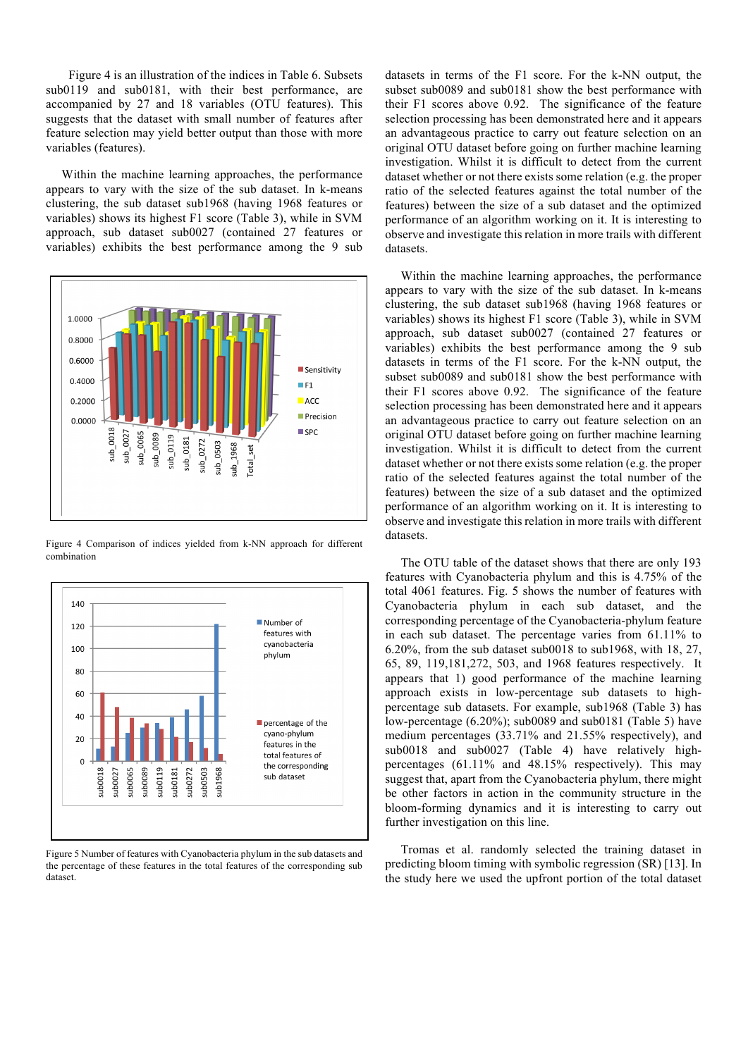Figure 4 is an illustration of the indices in Table 6. Subsets sub0119 and sub0181, with their best performance, are accompanied by 27 and 18 variables (OTU features). This suggests that the dataset with small number of features after feature selection may yield better output than those with more variables (features).

Within the machine learning approaches, the performance appears to vary with the size of the sub dataset. In k-means clustering, the sub dataset sub1968 (having 1968 features or variables) shows its highest F1 score (Table 3), while in SVM approach, sub dataset sub0027 (contained 27 features or variables) exhibits the best performance among the 9 sub datasets in terms of the F1 score. For the k-NN output, the subset sub0089 and sub0181 show the best performance with their F1 scores above 0.92. The significance of the feature selection processing has been demonstrated here and it appears an advantageous practice to carry out feature selection on an original OTU dataset before going on further machine learning investigation. Whilst it is difficult to detect from the current dataset whether or not there exists some relation (e.g. the proper ratio of the selected features against the total number of the features) between the size of a sub dataset and the optimized performance of an algorithm working on it. It is interesting to observe and investigate this relation in more trails with different datasets.

Figure 4 Comparison of indices yielded from k-NN approach for different combination

Figure 5 Number of features with Cyanobacteria phylum in the sub datasets and the percentage of these features in the total features of the corresponding sub dataset.

Within the machine learning approaches, the performance appears to vary with the size of the sub dataset. In k-means clustering, the sub dataset sub1968 (having 1968 features or variables) shows its highest F1 score (Table 3), while in SVM approach, sub dataset sub0027 (contained 27 features or variables) exhibits the best performance among the 9 sub datasets in terms of the F1 score. For the k-NN output, the subset sub0089 and sub0181 show the best performance with their F1 scores above 0.92. The significance of the feature selection processing has been demonstrated here and it appears an advantageous practice to carry out feature selection on an original OTU dataset before going on further machine learning investigation. Whilst it is difficult to detect from the current dataset whether or not there exists some relation (e.g. the proper ratio of the selected features against the total number of the features) between the size of a sub dataset and the optimized performance of an algorithm working on it. It is interesting to observe and investigate this relation in more trails with different datasets.

The OTU table of the dataset shows that there are only 193 features with Cyanobacteria phylum and this is 4.75% of the total 4061 features. Fig. 5 shows the number of features with Cyanobacteria phylum in each sub dataset, and the corresponding percentage of the Cyanobacteria-phylum feature in each sub dataset. The percentage varies from 61.11% to 6.20%, from the sub dataset sub0018 to sub1968, with 18, 27, 65, 89, 119,181,272, 503, and 1968 features respectively. It appears that 1) good performance of the machine learning approach exists in low-percentage sub datasets to high-percentage sub datasets. For example, sub1968 (Table 3) has low-percentage (6.20%); sub0089 and sub0181 (Table 5) have medium percentages (33.71% and 21.55% respectively), and sub0018 and sub0027 (Table 4) have relatively high-percentages (61.11% and 48.15% respectively). This may suggest that, apart from the Cyanobacteria phylum, there might be other factors in action in the community structure in the bloom-forming dynamics and it is interesting to carry out further investigation on this line.

Tromas et al. randomly selected the training dataset in predicting bloom timing with symbolic regression (SR) [13]. In the study here we used the upfront portion of the total dataset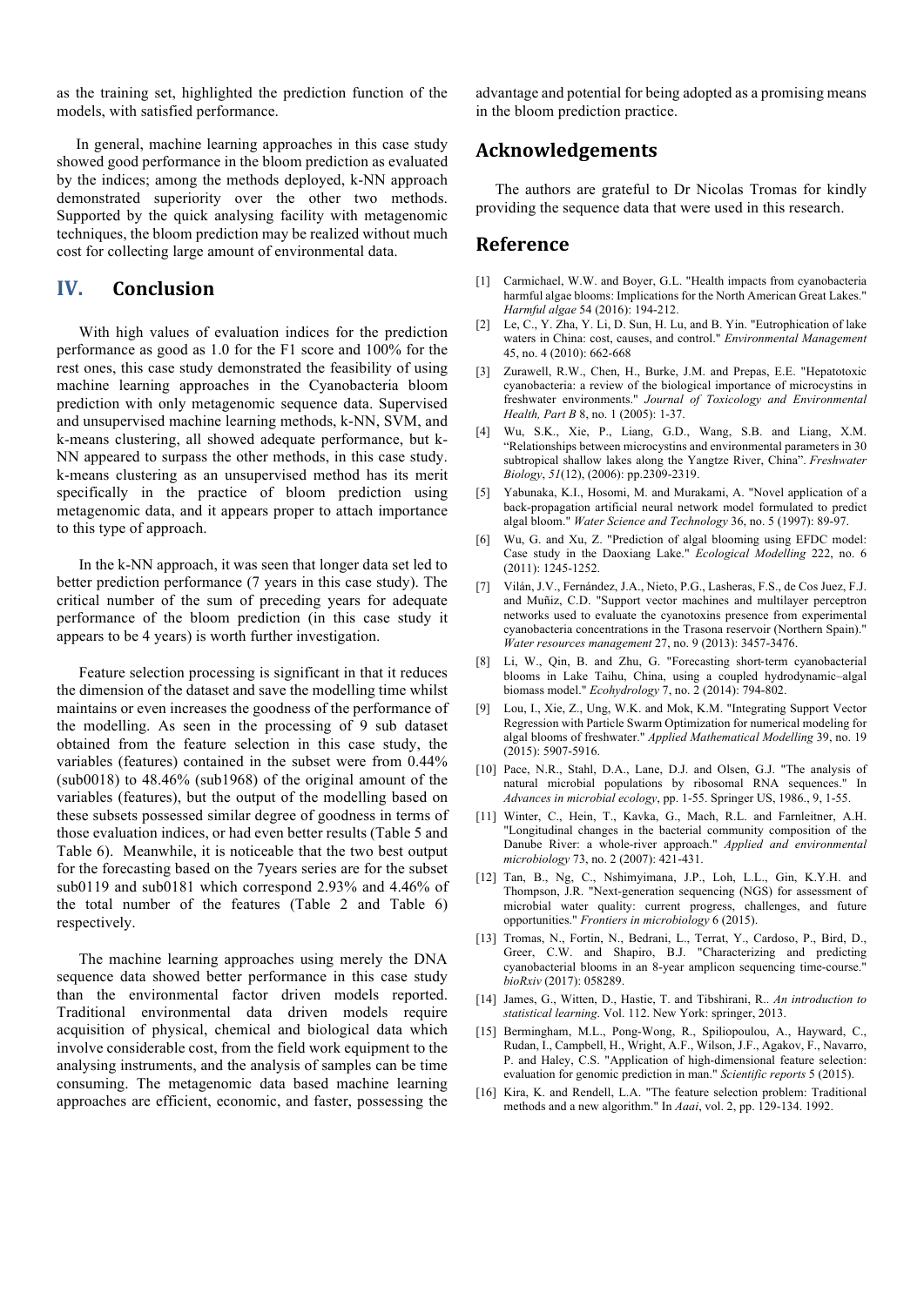as the training set, highlighted the prediction function of the models, with satisfied performance.

In general, machine learning approaches in this case study showed good performance in the bloom prediction as evaluated by the indices; among the methods deployed, k-NN approach demonstrated superiority over the other two methods. Supported by the quick analysing facility with metagenomic techniques, the bloom prediction may be realized without much cost for collecting large amount of environmental data.

## IV. Conclusion

With high values of evaluation indices for the prediction performance as good as 1.0 for the F1 score and 100% for the rest ones, this case study demonstrated the feasibility of using machine learning approaches in the Cyanobacteria bloom prediction with only metagenomic sequence data. Supervised and unsupervised machine learning methods, k-NN, SVM, and k-means clustering, all showed adequate performance, but k-NN appeared to surpass the other methods, in this case study. k-means clustering as an unsupervised method has its merit specifically in the practice of bloom prediction using metagenomic data, and it appears proper to attach importance to this type of approach.

In the k-NN approach, it was seen that longer data set led to better prediction performance (7 years in this case study). The critical number of the sum of preceding years for adequate performance of the bloom prediction (in this case study it appears to be 4 years) is worth further investigation.

Feature selection processing is significant in that it reduces the dimension of the dataset and save the modelling time whilst maintains or even increases the goodness of the performance of the modelling. As seen in the processing of 9 sub dataset obtained from the feature selection in this case study, the variables (features) contained in the subset were from 0.44% (sub0018) to 48.46% (sub1968) of the original amount of the variables (features), but the output of the modelling based on these subsets possessed similar degree of goodness in terms of those evaluation indices, or had even better results (Table 5 and Table 6). Meanwhile, it is noticeable that the two best output for the forecasting based on the 7years series are for the subset sub0119 and sub0181 which correspond 2.93% and 4.46% of the total number of the features (Table 2 and Table 6) respectively.

The machine learning approaches using merely the DNA sequence data showed better performance in this case study than the environmental factor driven models reported. Traditional environmental data driven models require acquisition of physical, chemical and biological data which involve considerable cost, from the field work equipment to the analysing instruments, and the analysis of samples can be time consuming. The metagenomic data based machine learning approaches are efficient, economic, and faster, possessing the advantage and potential for being adopted as a promising means in the bloom prediction practice.

## Acknowledgements

The authors are grateful to Dr Nicolas Tromas for kindly providing the sequence data that were used in this research.

## Reference

[1] Carmichael, W.W. and Boyer, G.L. "Health impacts from cyanobacteria harmful algae blooms: Implications for the North American Great Lakes." *Harmful algae* 54 (2016): 194-212.

[2] Le, C., Y. Zha, Y. Li, D. Sun, H. Lu, and B. Yin. "Eutrophication of lake waters in China: cost, causes, and control." *Environmental Management* 45, no. 4 (2010): 662-668

[3] Zurawell, R.W., Chen, H., Burke, J.M. and Prepas, E.E. "Hepatotoxic cyanobacteria: a review of the biological importance of microcystins in freshwater environments." *Journal of Toxicology and Environmental Health, Part B* 8, no. 1 (2005): 1-37.

[4] Wu, S.K., Xie, P., Liang, G.D., Wang, S.B. and Liang, X.M. "Relationships between microcystins and environmental parameters in 30 subtropical shallow lakes along the Yangtze River, China". *Freshwater Biology*, *51*(12), (2006): pp.2309-2319.

[5] Yabunaka, K.I., Hosomi, M. and Murakami, A. "Novel application of a back-propagation artificial neural network model formulated to predict algal bloom." *Water Science and Technology* 36, no. 5 (1997): 89-97.

[6] Wu, G. and Xu, Z. "Prediction of algal blooming using EFDC model: Case study in the Daoxiang Lake." *Ecological Modelling* 222, no. 6 (2011): 1245-1252.

[7] Vilán, J.V., Fernández, J.A., Nieto, P.G., Lasheras, F.S., de Cos Juez, F.J. and Muñiz, C.D. "Support vector machines and multilayer perceptron networks used to evaluate the cyanotoxins presence from experimental cyanobacteria concentrations in the Trasona reservoir (Northern Spain)." *Water resources management* 27, no. 9 (2013): 3457-3476.

[8] Li, W., Qin, B. and Zhu, G. "Forecasting short‐term cyanobacterial blooms in Lake Taihu, China, using a coupled hydrodynamic–algal biomass model." *Ecohydrology* 7, no. 2 (2014): 794-802.

[9] Lou, I., Xie, Z., Ung, W.K. and Mok, K.M. "Integrating Support Vector Regression with Particle Swarm Optimization for numerical modeling for algal blooms of freshwater." *Applied Mathematical Modelling* 39, no. 19 (2015): 5907-5916.

[10] Pace, N.R., Stahl, D.A., Lane, D.J. and Olsen, G.J. "The analysis of natural microbial populations by ribosomal RNA sequences." In *Advances in microbial ecology*, pp. 1-55. Springer US, 1986., 9, 1-55.

[11] Winter, C., Hein, T., Kavka, G., Mach, R.L. and Farnleitner, A.H. "Longitudinal changes in the bacterial community composition of the Danube River: a whole-river approach." *Applied and environmental microbiology* 73, no. 2 (2007): 421-431.

[12] Tan, B., Ng, C., Nshimyimana, J.P., Loh, L.L., Gin, K.Y.H. and Thompson, J.R. "Next-generation sequencing (NGS) for assessment of microbial water quality: current progress, challenges, and future opportunities." *Frontiers in microbiology* 6 (2015).

[13] Tromas, N., Fortin, N., Bedrani, L., Terrat, Y., Cardoso, P., Bird, D., Greer, C.W. and Shapiro, B.J. "Characterizing and predicting cyanobacterial blooms in an 8-year amplicon sequencing time-course." *bioRxiv* (2017): 058289.

[14] James, G., Witten, D., Hastie, T. and Tibshirani, R.. *An introduction to statistical learning*. Vol. 112. New York: springer, 2013.

[15] Bermingham, M.L., Pong-Wong, R., Spiliopoulou, A., Hayward, C., Rudan, I., Campbell, H., Wright, A.F., Wilson, J.F., Agakov, F., Navarro, P. and Haley, C.S. "Application of high-dimensional feature selection: evaluation for genomic prediction in man." *Scientific reports* 5 (2015).

[16] Kira, K. and Rendell, L.A. "The feature selection problem: Traditional methods and a new algorithm." In *Aaai*, vol. 2, pp. 129-134. 1992.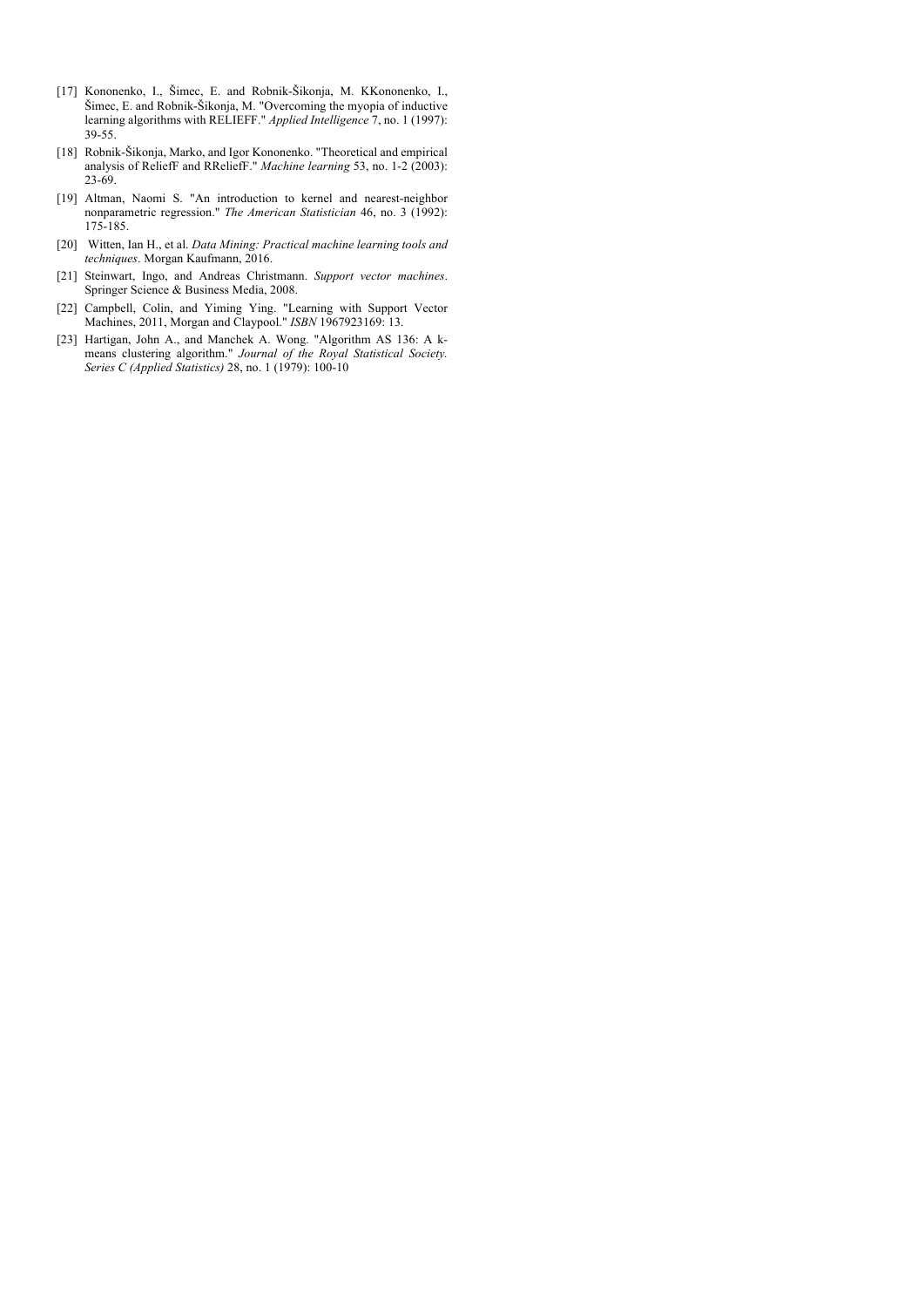[17] Kononenko, I., Šimec, E. and Robnik-Šikonja, M. KKononenko, I., Šimec, E. and Robnik-Šikonja, M. "Overcoming the myopia of inductive learning algorithms with RELIEFF." *Applied Intelligence* 7, no. 1 (1997): 39-55.

[18] Robnik-Šikonja, Marko, and Igor Kononenko. "Theoretical and empirical analysis of ReliefF and RReliefF." *Machine learning* 53, no. 1-2 (2003): 23-69.

[19] Altman, Naomi S. "An introduction to kernel and nearest-neighbor nonparametric regression." *The American Statistician* 46, no. 3 (1992): 175-185.

[20] Witten, Ian H., et al. *Data Mining: Practical machine learning tools and techniques*. Morgan Kaufmann, 2016.

[21] Steinwart, Ingo, and Andreas Christmann. *Support vector machines*. Springer Science & Business Media, 2008.

[22] Campbell, Colin, and Yiming Ying. "Learning with Support Vector Machines, 2011, Morgan and Claypool." *ISBN* 1967923169: 13.

[23] Hartigan, John A., and Manchek A. Wong. "Algorithm AS 136: A k-means clustering algorithm." *Journal of the Royal Statistical Society. Series C (Applied Statistics)* 28, no. 1 (1979): 100-10